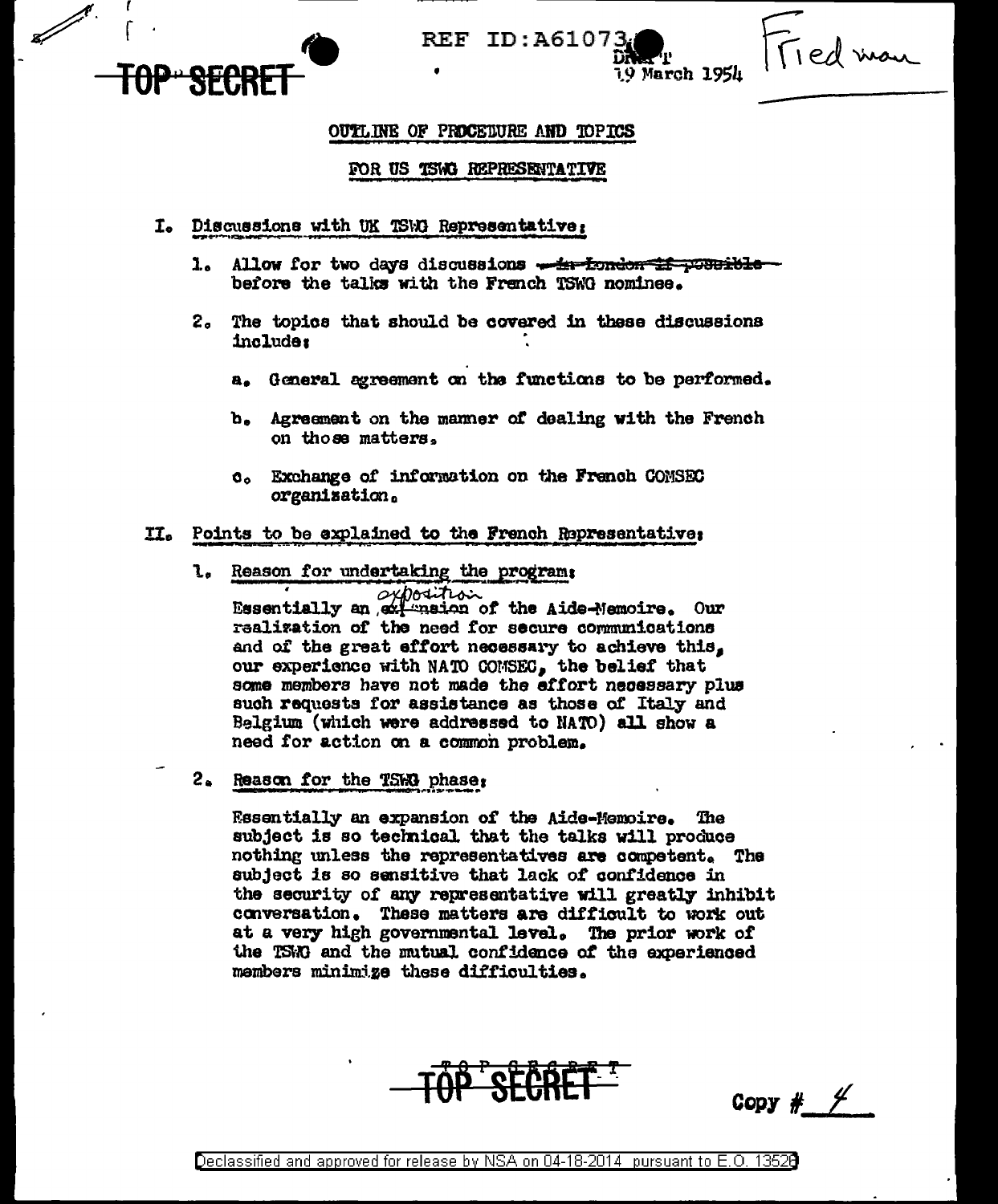TOP SECRET

REF ID:A61073

DRAFT
19 March 1954

Friedman

## OUTLINE OF PROCEDURE AND TOPICS

## FOR US TSWG REPRESENTATIVE

I. Discussions with UK TSWG Representative:

1. Allow for two days discussions ~~in London if possible~~ before the talks with the French TSWG nominee.

2. The topics that should be covered in these discussions include:

   a. General agreement on the functions to be performed.

   b. Agreement on the manner of dealing with the French on those matters.

   c. Exchange of information on the French COMSEC organisation.

II. Points to be explained to the French Representative:

1. Reason for undertaking the program:

   Essentially an ~~expansion~~ exposition of the Aide-Memoire. Our realization of the need for secure communications and of the great effort necessary to achieve this, our experience with NATO COMSEC, the belief that some members have not made the effort necessary plus such requests for assistance as those of Italy and Belgium (which were addressed to NATO) all show a need for action on a common problem.

2. Reason for the TSWG phase:

   Essentially an expansion of the Aide-Memoire. The subject is so technical that the talks will produce nothing unless the representatives are competent. The subject is so sensitive that lack of confidence in the security of any representative will greatly inhibit conversation. These matters are difficult to work out at a very high governmental level. The prior work of the TSWG and the mutual confidence of the experienced members minimize these difficulties.

TOP SECRET

Copy # 4

Declassified and approved for release by NSA on 04-18-2014 pursuant to E.O. 13526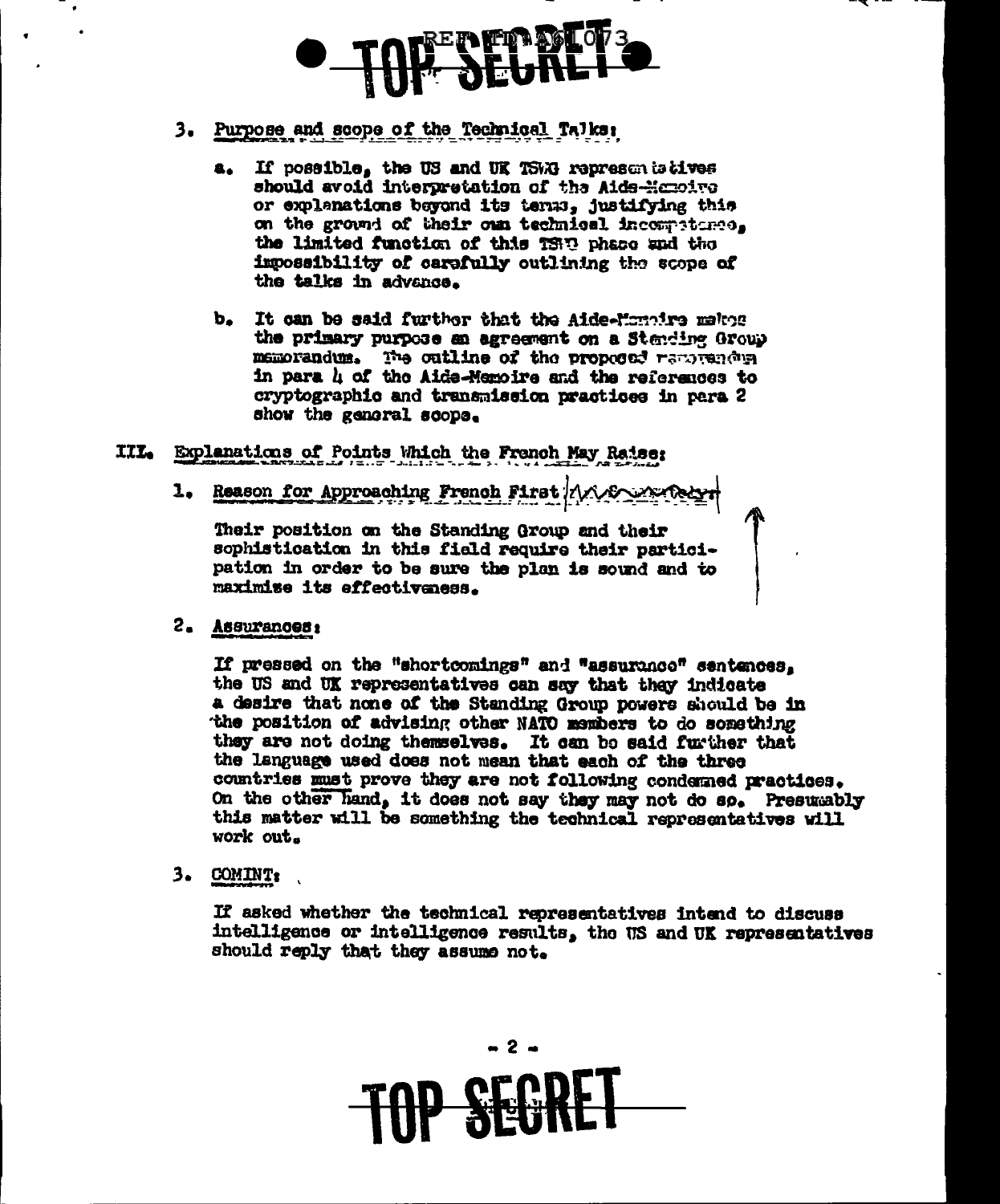3. Purpose and scope of the Technical Talks:

   a. If possible, the US and UK TSWG representatives should avoid interpretation of the Aide-Memoire or explanations beyond its terms, justifying this on the ground of their own technical incompetence, the limited function of this TSWG phase and the impossibility of carefully outlining the scope of the talks in advance.

   b. It can be said further that the Aide-Memoire makes the primary purpose an agreement on a Standing Group memorandum. The outline of the proposed memorandum in para 4 of the Aide-Memoire and the references to cryptographic and transmission practices in para 2 show the general scope.

## III. Explanations of Points Which the French May Raise:

1. Reason for Approaching French First:

   Their position on the Standing Group and their sophistication in this field require their participation in order to be sure the plan is sound and to maximise its effectiveness.

2. Assurances:

   If pressed on the "shortcomings" and "assurance" sentences, the US and UK representatives can say that they indicate a desire that none of the Standing Group powers should be in the position of advising other NATO members to do something they are not doing themselves. It can be said further that the language used does not mean that each of the three countries must prove they are not following condemned practices. On the other hand, it does not say they may not do so. Presumably this matter will be something the technical representatives will work out.

3. COMINT:

   If asked whether the technical representatives intend to discuss intelligence or intelligence results, the US and UK representatives should reply that they assume not.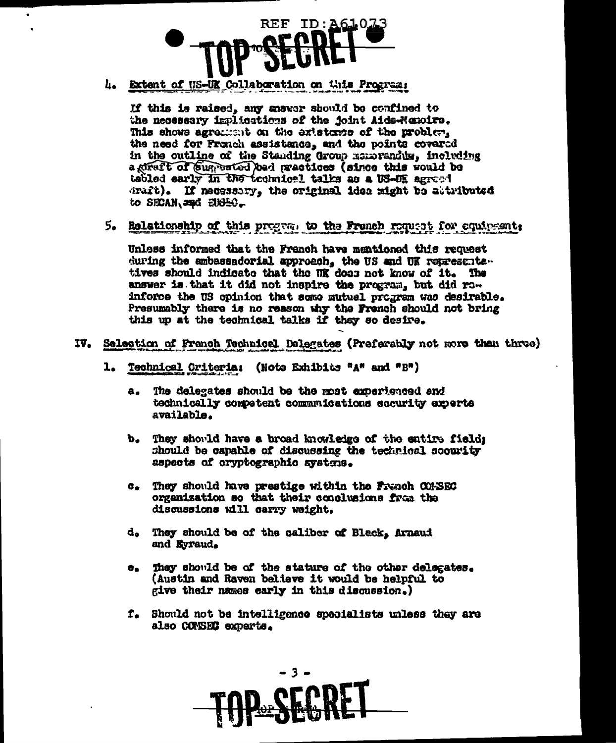REF ID:A61073

TOP SECRET

4. Extent of US-UK Collaboration on this Program:

If this is raised, any answer should be confined to the necessary implications of the joint Aide-Memoire. This shows agreement on the existence of the problem, the need for French assistance, and the points covered in the outline of the Standing Group memorandum, including a draft of suggested bad practices (since this would be tabled early in the technical talks as a US-UK agreed draft). If necessary, the original idea might be attributed to SECAN, and EUSEC.

5. Relationship of this program to the French request for equipment:

Unless informed that the French have mentioned this request during the ambassadorial approach, the US and UK representatives should indicate that the UK does not know of it. The answer is that it did not inspire the program, but did reinforce the US opinion that some mutual program was desirable. Presumably there is no reason why the French should not bring this up at the technical talks if they so desire.

IV. Selection of French Technical Delegates (Preferably not more than three)

1. Technical Criteria: (Note Exhibits "A" and "B")

   a. The delegates should be the most experienced and technically competent communications security experts available.

   b. They should have a broad knowledge of the entire field; should be capable of discussing the technical security aspects of cryptographic systems.

   c. They should have prestige within the French COMSEC organization so that their conclusions from the discussions will carry weight.

   d. They should be of the caliber of Black, Arnaud and Eyraud.

   e. They should be of the stature of the other delegates. (Austin and Raven believe it would be helpful to give their names early in this discussion.)

   f. Should not be intelligence specialists unless they are also COMSEC experts.

TOP SECRET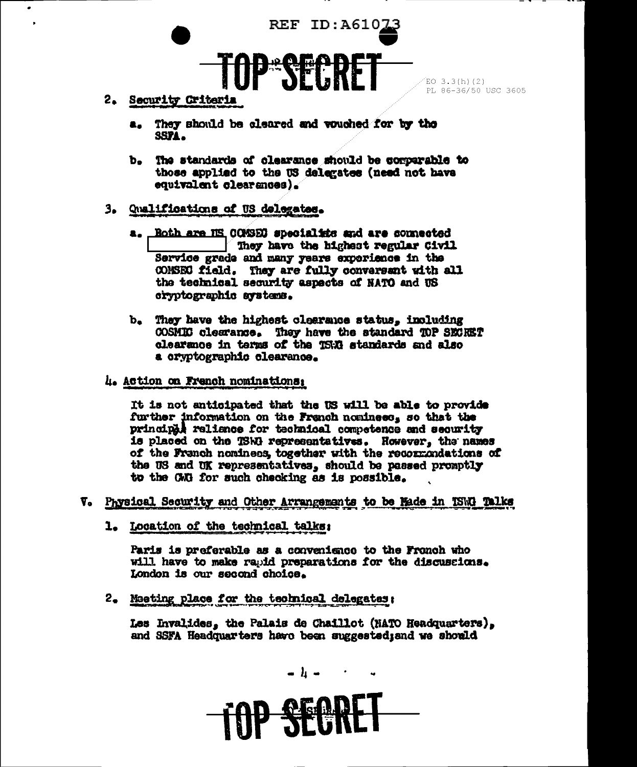2. Security Criteria

   a. They should be cleared and vouched for by the SSFA.

   b. The standards of clearance should be comparable to those applied to the US delegates (need not have equivalent clearances).

3. Qualifications of US delegates.

   a. Both are US COMSEC specialists and are connected [redacted] They have the highest regular Civil Service grade and many years experience in the COMSEC field. They are fully conversant with all the technical security aspects of NATO and US cryptographic systems.

   b. They have the highest clearance status, including COSMIC clearance. They have the standard TOP SECRET clearance in terms of the TSWG standards and also a cryptographic clearance.

4. Action on French nominations:

   It is not anticipated that the US will be able to provide further information on the French nominees, so that the principal reliance for technical competence and security is placed on the TSWG representatives. However, the names of the French nominees, together with the recommendations of the US and UK representatives, should be passed promptly to the CWG for such checking as is possible.

V. Physical Security and Other Arrangements to be Made in TSWG Talks

1. Location of the technical talks:

   Paris is preferable as a convenience to the French who will have to make rapid preparations for the discussions. London is our second choice.

2. Meeting place for the technical delegates:

   Les Invalides, the Palais de Chaillot (NATO Headquarters), and SSFA Headquarters have been suggested; and we should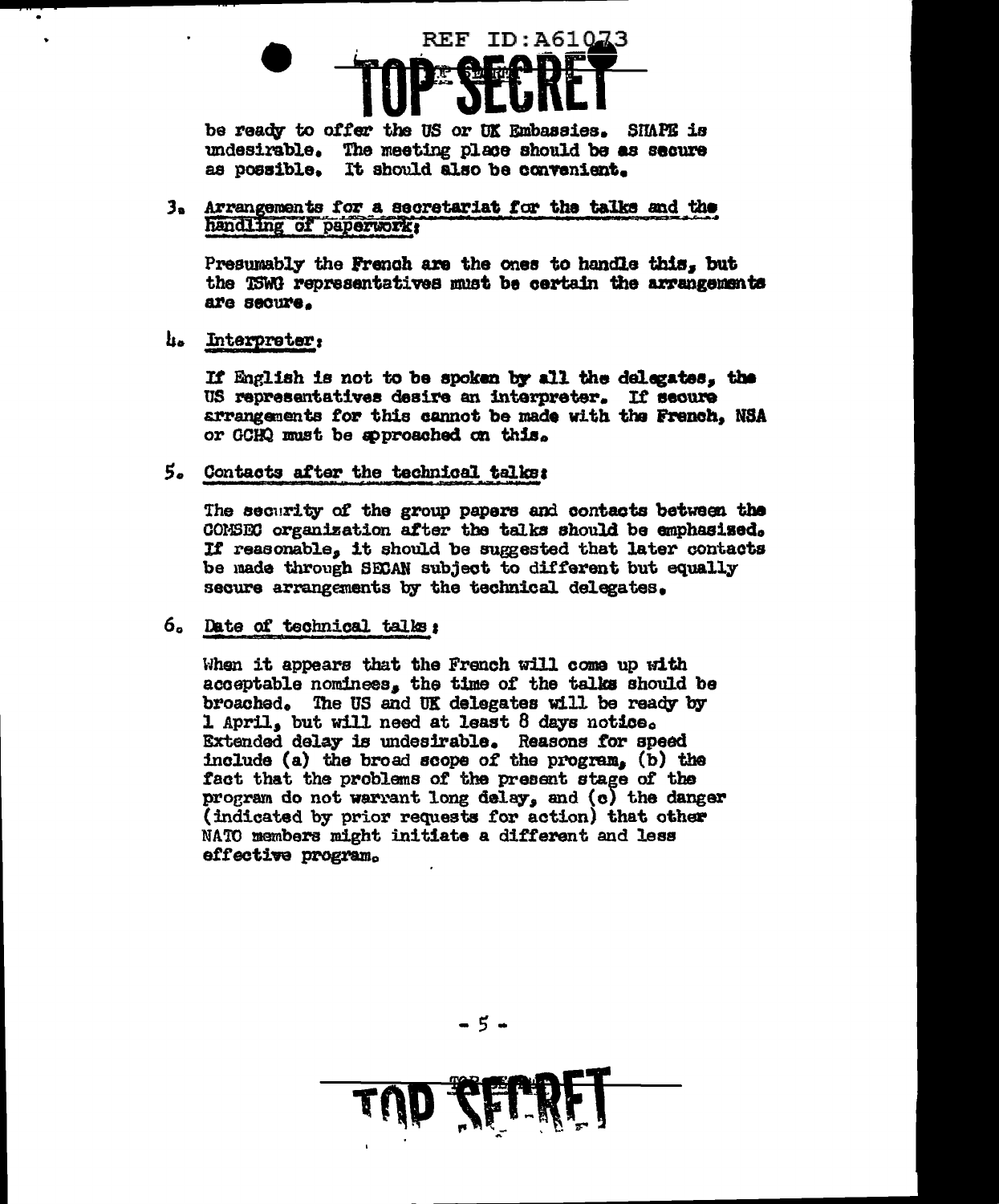be ready to offer the US or UK Embassies. SHAPE is undesirable. The meeting place should be as secure as possible. It should also be convenient.

3. Arrangements for a secretariat for the talks and the handling of paperwork:

   Presumably the French are the ones to handle this, but the TSWG representatives must be certain the arrangements are secure.

4. Interpreter:

   If English is not to be spoken by all the delegates, the US representatives desire an interpreter. If secure arrangements for this cannot be made with the French, NSA or GCHQ must be approached on this.

5. Contacts after the technical talks:

   The security of the group papers and contacts between the COMSEC organization after the talks should be emphasized. If reasonable, it should be suggested that later contacts be made through SECAN subject to different but equally secure arrangements by the technical delegates.

6. Date of technical talks:

   When it appears that the French will come up with acceptable nominees, the time of the talks should be broached. The US and UK delegates will be ready by 1 April, but will need at least 8 days notice. Extended delay is undesirable. Reasons for speed include (a) the broad scope of the program, (b) the fact that the problems of the present stage of the program do not warrant long delay, and (c) the danger (indicated by prior requests for action) that other NATO members might initiate a different and less effective program.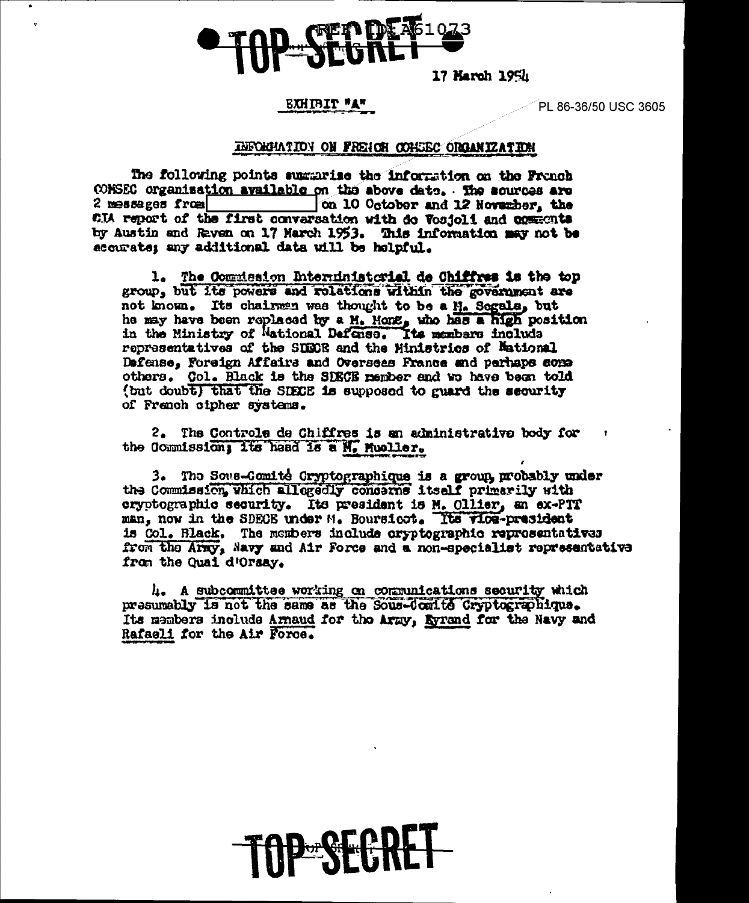TOP SECRET REF ID:A61073

17 March 1954

EXHIBIT "A"

PL 86-36/50 USC 3605

INFORMATION ON FRENCH COMSEC ORGANIZATION

The following points summarize the information on the French COMSEC organization available on the above date. The sources are 2 messages from [          ] on 10 October and 12 November, the CIA report of the first conversation with de Vosjoli and comments by Austin and Raven on 17 March 1953. This information may not be accurate; any additional data will be helpful.

1. The Commission Interministerial de Chiffres is the top group, but its powers and relations within the government are not known. Its chairman was thought to be a M. Segala, but he may have been replaced by a M. Monz, who has a high position in the Ministry of National Defense. Its members include representatives of the SDECE and the Ministries of National Defense, Foreign Affairs and Overseas France and perhaps some others. Col. Black is the SDECE member and we have been told (but doubt) that the SDECE is supposed to guard the security of French cipher systems.

2. The Controle de Chiffres is an administrative body for the Commission; its head is a M. Mueller.

3. The Sous-Comité Cryptographique is a group, probably under the Commission, which allegedly concerns itself primarily with cryptographic security. Its president is M. Ollier, an ex-PTT man, now in the SDECE under M. Boursicot. Its vice-president is Col. Black. The members include cryptographic representatives from the Army, Navy and Air Force and a non-specialist representative from the Quai d'Orsay.

4. A subcommittee working on communications security which presumably is not the same as the Sous-Comité Cryptographique. Its members include Arnaud for the Army, Eyrand for the Navy and Rafaeli for the Air Force.

TOP SECRET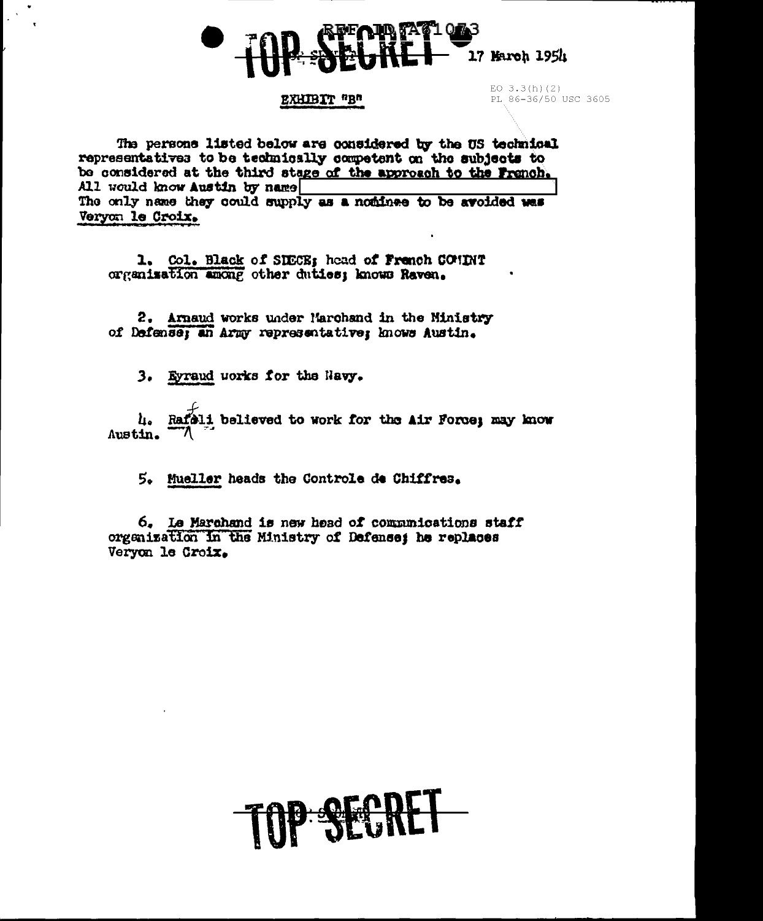TOP SECRET REF ID:A71043

17 March 1954

EO 3.3(h)(2)
PL 86-36/50 USC 3605

EXHIBIT "B"

The persons listed below are considered by the US technical representatives to be technically competent on the subjects to be considered at the third stage of the approach to the French. All would know Austin by name

The only name they could supply as a nominee to be avoided was Veryon le Croix.

1. Col. Black of SDECE; head of French COMINT organization among other duties; knows Raven.

2. Arnaud works under Marchand in the Ministry of Defense; an Army representative; knows Austin.

3. Eyraud works for the Navy.

4. Raffali believed to work for the Air Force; may know Austin.

5. Mueller heads the Controle de Chiffres.

6. Le Marchand is new head of communications staff organization in the Ministry of Defense; he replaces Veryon le Croix.

TOP SECRET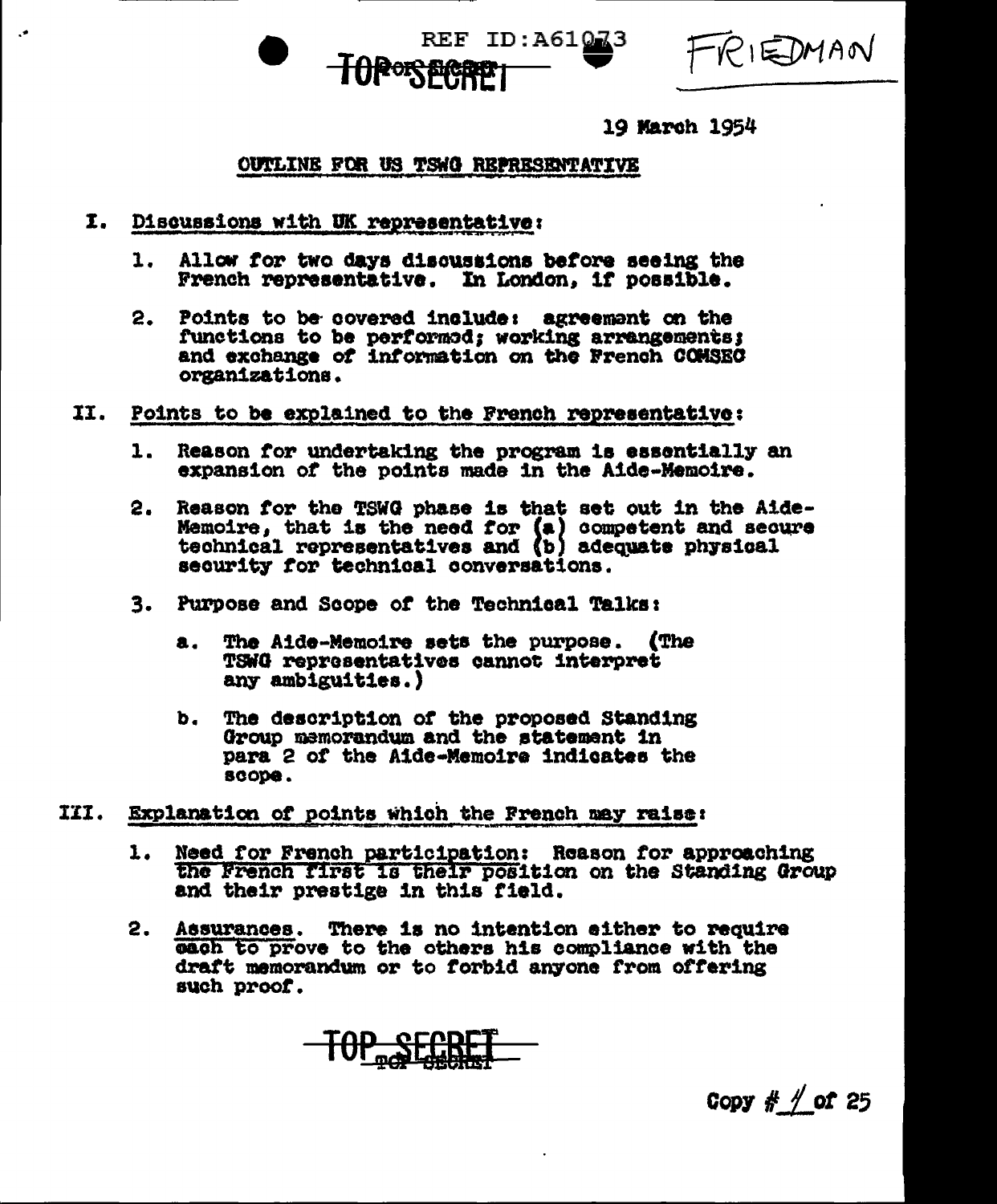REF ID:A61073

TOP SECRET

FRIEDMAN

19 March 1954

## OUTLINE FOR US TSWG REPRESENTATIVE

**I. Discussions with UK representative:**

1. Allow for two days discussions before seeing the French representative. In London, if possible.

2. Points to be covered include: agreement on the functions to be performed; working arrangements; and exchange of information on the French COMSEC organizations.

**II. Points to be explained to the French representative:**

1. Reason for undertaking the program is essentially an expansion of the points made in the Aide-Memoire.

2. Reason for the TSWG phase is that set out in the Aide-Memoire, that is the need for (a) competent and secure technical representatives and (b) adequate physical security for technical conversations.

3. Purpose and Scope of the Technical Talks:

   a. The Aide-Memoire sets the purpose. (The TSWG representatives cannot interpret any ambiguities.)

   b. The description of the proposed Standing Group memorandum and the statement in para 2 of the Aide-Memoire indicates the scope.

**III. Explanation of points which the French may raise:**

1. Need for French participation: Reason for approaching the French first is their position on the Standing Group and their prestige in this field.

2. Assurances. There is no intention either to require each to prove to the others his compliance with the draft memorandum or to forbid anyone from offering such proof.

TOP SECRET

Copy # 1 of 25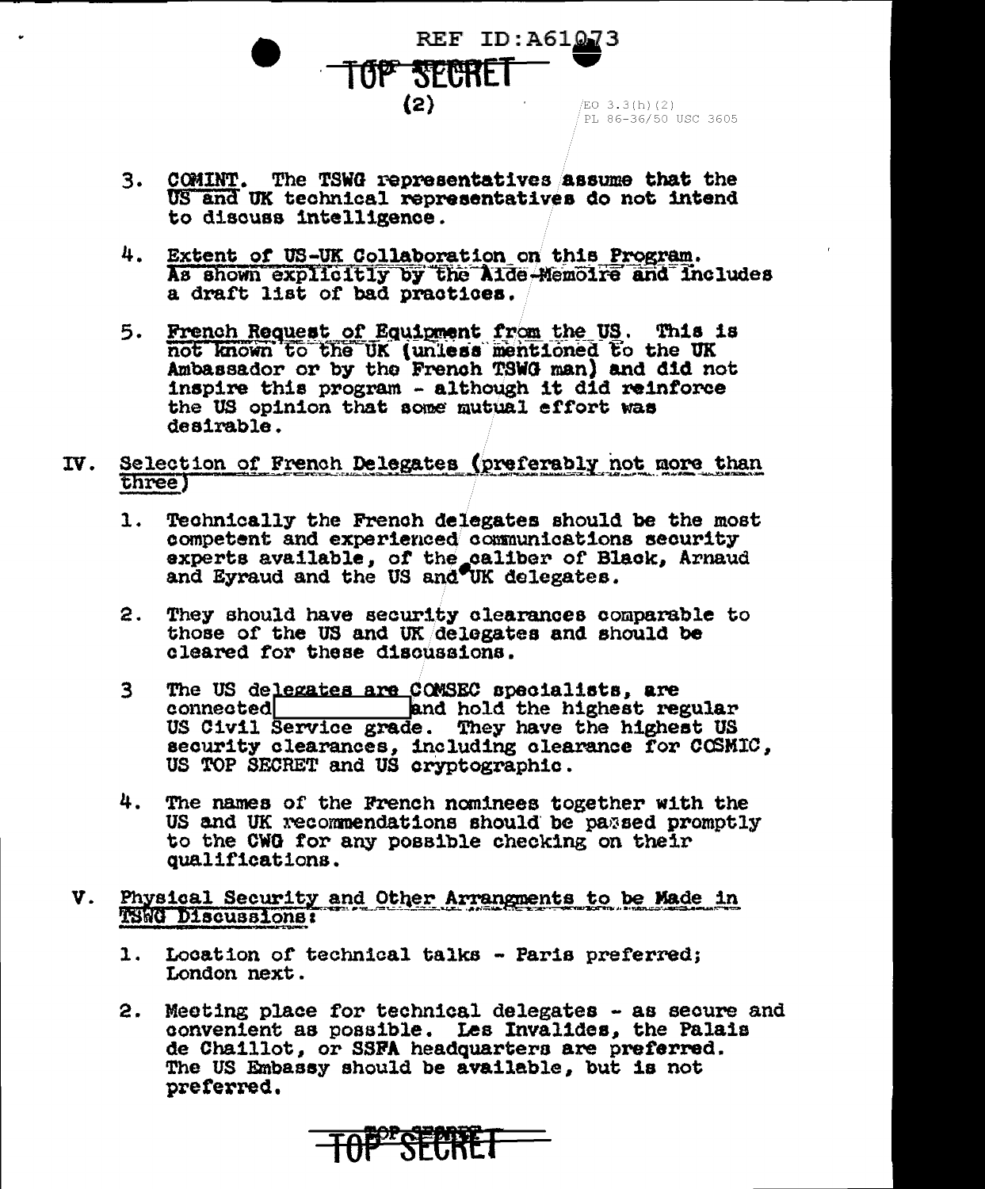3. COMINT. The TSWG representatives assume that the US and UK technical representatives do not intend to discuss intelligence.

4. Extent of US-UK Collaboration on this Program. As shown explicitly by the Aide-Memoire and includes a draft list of bad practices.

5. French Request of Equipment from the US. This is not known to the UK (unless mentioned to the UK Ambassador or by the French TSWG man) and did not inspire this program - although it did reinforce the US opinion that some mutual effort was desirable.

## IV. Selection of French Delegates (preferably not more than three)

1. Technically the French delegates should be the most competent and experienced communications security experts available, of the caliber of Black, Arnaud and Eyraud and the US and UK delegates.

2. They should have security clearances comparable to those of the US and UK delegates and should be cleared for these discussions.

3. The US delegates are COMSEC specialists, are connected [REDACTED] and hold the highest regular US Civil Service grade. They have the highest US security clearances, including clearance for COSMIC, US TOP SECRET and US cryptographic.

4. The names of the French nominees together with the US and UK recommendations should be passed promptly to the CWG for any possible checking on their qualifications.

## V. Physical Security and Other Arrangments to be Made in TSWG Discussions:

1. Location of technical talks - Paris preferred; London next.

2. Meeting place for technical delegates - as secure and convenient as possible. Les Invalides, the Palais de Chaillot, or SSFA headquarters are preferred. The US Embassy should be available, but is not preferred.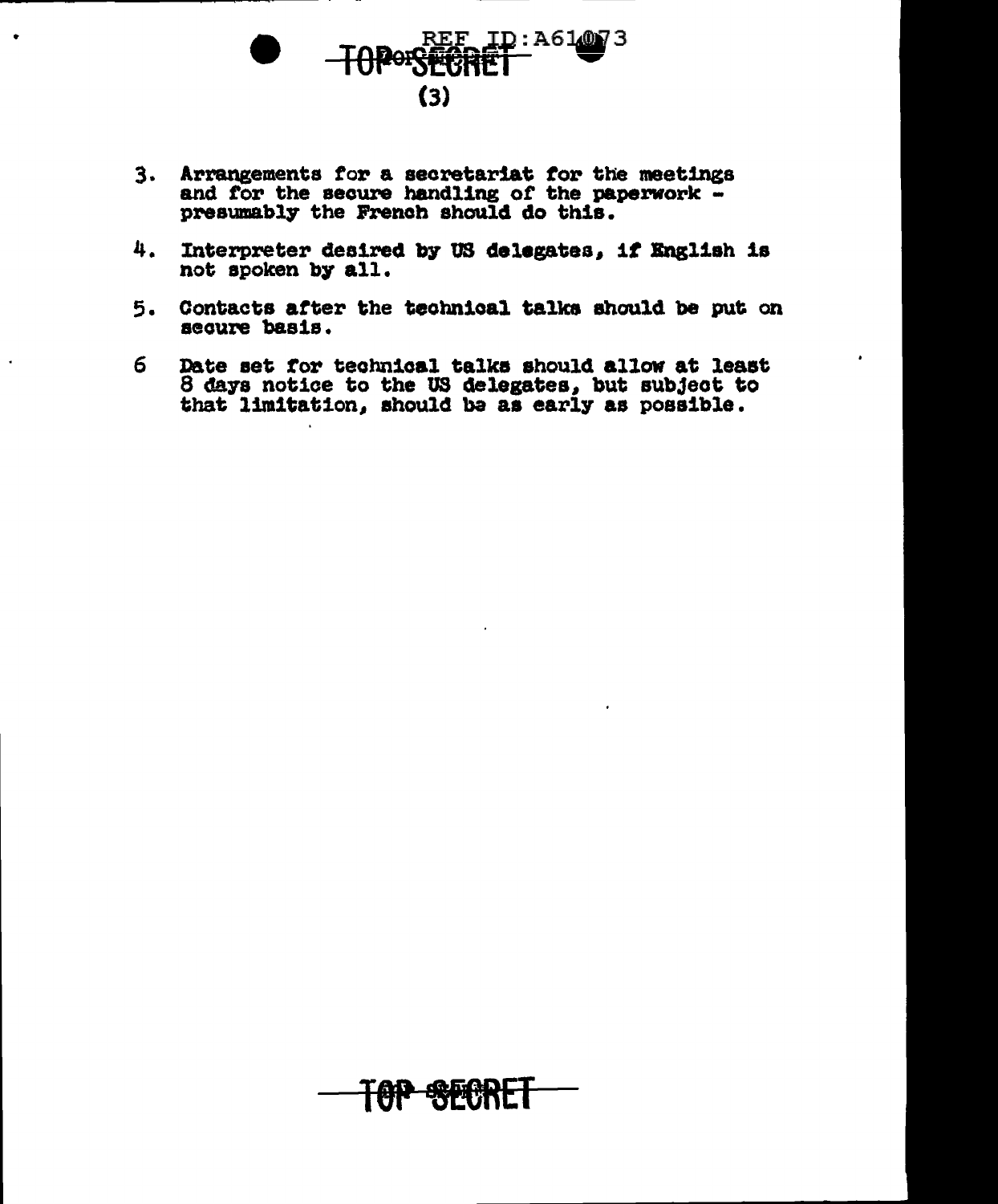3. Arrangements for a secretariat for the meetings and for the secure handling of the paperwork - presumably the French should do this.

4. Interpreter desired by US delegates, if English is not spoken by all.

5. Contacts after the technical talks should be put on secure basis.

6 Date set for technical talks should allow at least 8 days notice to the US delegates, but subject to that limitation, should be as early as possible.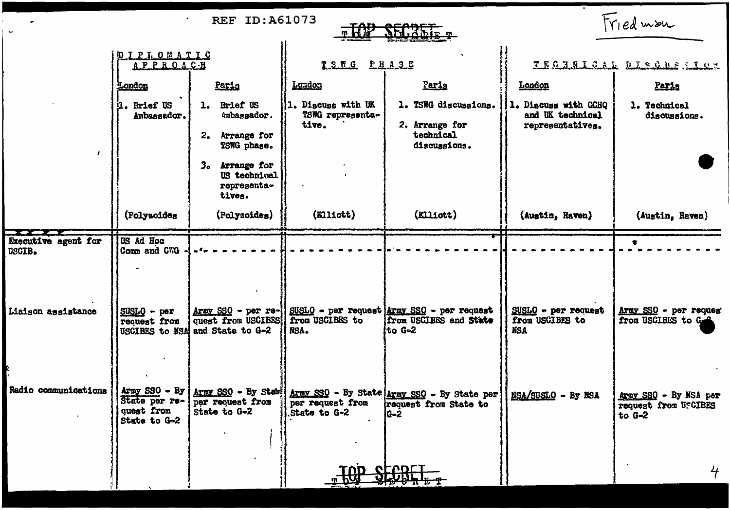REF ID:A61073

TOP SECRET

Friedman

| | DIPLOMATIC APPROACH | | TSWG PHASE | | TECHNICAL DISCUSSION | |
|---|---|---|---|---|---|---|
| | London | Paris | London | Paris | London | Paris |
| | 1. Brief US Ambassador. | 1. Brief US Ambassador. 2. Arrange for TSWG phase. 3. Arrange for US technical representatives. | 1. Discuss with UK TSWG representative. | 1. TSWG discussions. 2. Arrange for technical discussions. | 1. Discuss with GCHQ and UK technical representatives. | 1. Technical discussions. |
| | (Polyzoides) | (Polyzoides) | (Elliott) | (Elliott) | (Austin, Raven) | (Austin, Raven) |
| Executive agent for USCIB. | US Ad Hoc Comm and CWG - - - - - | - - - - - - - - - | - - - - - - - - - | - - - - - - - - - | - - - - - - - - - | - - - - - - - - - |
| Liaison assistance | SUSLO - per request from USCIBES to NSA | Army SSO - per request from USCIBES and State to G-2 | SUSLO - per request from USCIBES to NSA. | Army SSO - per request from USCIBES and State to G-2 | SUSLO - per request from USCIBES to NSA | Army SSO - per request from USCIBES to G-2 |
| Radio communications | Army SSO - By State per request from State to G-2 | Army SSO - By State per request from State to G-2 | Army SSO - By State per request from State to G-2 | Army SSO - By State per request from State to G-2 | NSA/SUSLO - By NSA | Army SSO - By NSA per request from USCIBES to G-2 |

TOP SECRET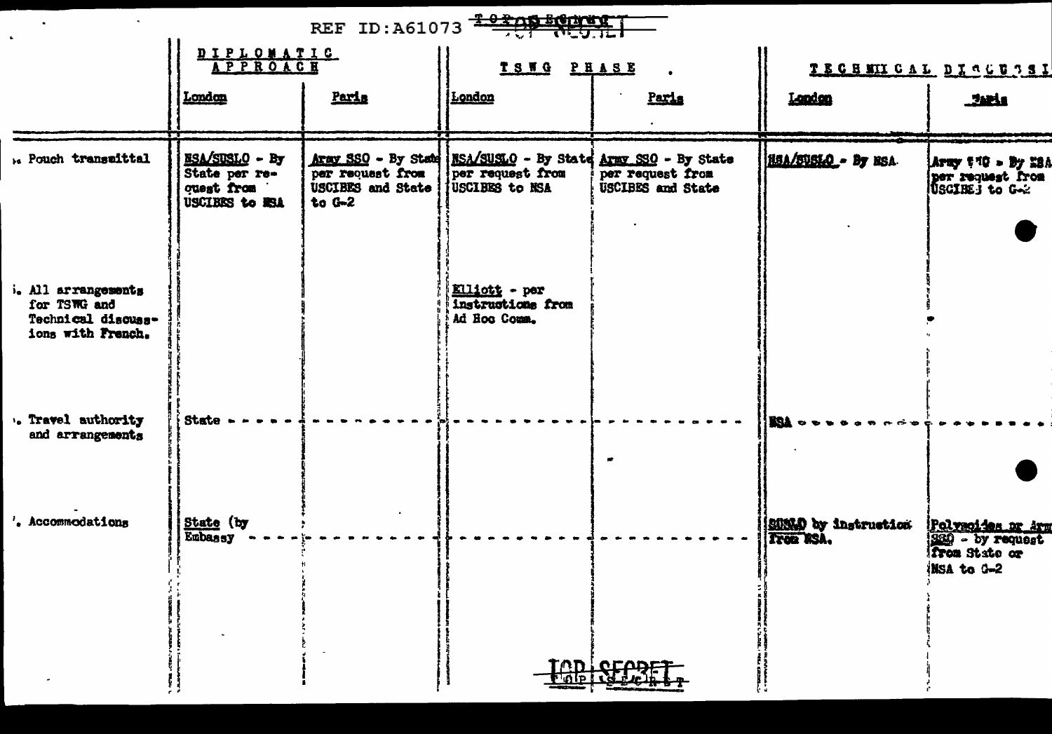| | DIPLOMATIC APPROACH | | TSWG PHASE | | TECHNICAL DISCUSSI | |
|---|---|---|---|---|---|---|
| | London | Paris | London | Paris | London | Paris |
| . Pouch transmittal | NSA/SUSLO - By State per request from USCIBES to NSA | Army SSO - By State per request from USCIBES and State to G-2 | NSA/SUSLO - By State per request from USCIBES to NSA | Army SSO - By State per request from USCIBES and State | NSA/SUSLO - By NSA. | Army SSO - By NSA per request from USCIBES to G-2 |
| . All arrangements for TSWG and Technical discussions with French. | | | Elliott - per instructions from Ad Hoc Comm. | | | |
| . Travel authority and arrangements | State - - - - - | - - - - - - - - - | - - - - - - - - - | - - - - - - - - - | NSA - - - - - - - - | - - - - - - - - |
| . Accommodations | State (by Embassy - - - | - - - - - - - - - | - - - - - - - - - | - - - - - - - - - | SUSLO by instruction from NSA. | Polyacides or Army SSO - by request from State or NSA to G-2 |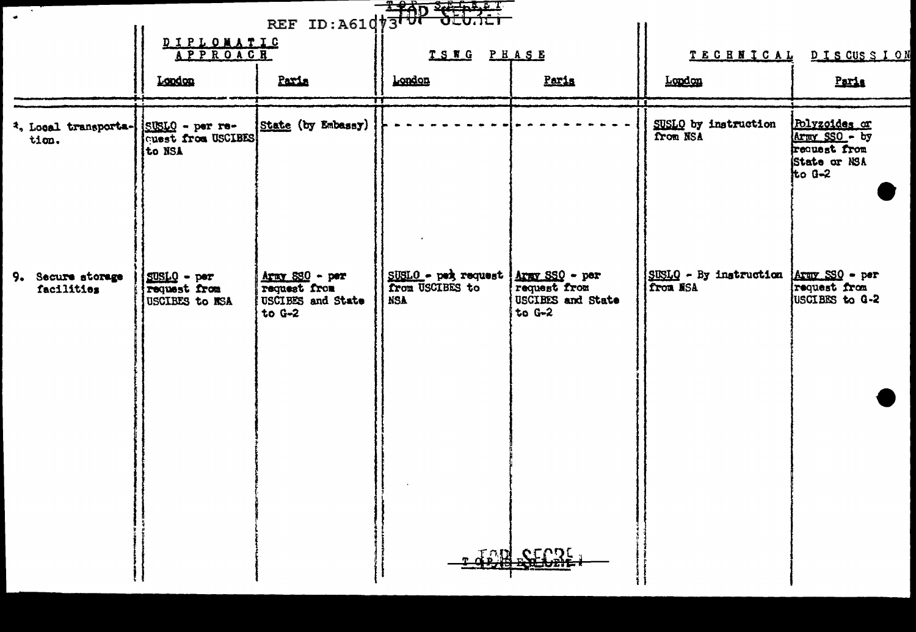REF ID:A61073

TOP SECRET

| | DIPLOMATIC APPROACH | | TSWG PHASE | | TECHNICAL DISCUSSION | |
|---|---|---|---|---|---|---|
| | London | Paris | London | Paris | London | Paris |
| 8. Local transportation. | SUSLO - per request from USCIBES to NSA | State (by Embassy) | - - - - - - - - - - | - - - - - - - - - - | SUSLO by instruction from NSA | Polyzoides or Army SSO - by request from State or NSA to G-2 |
| 9. Secure storage facilities | SUSLO - per request from USCIBES to NSA | Army SSO - per request from USCIBES and State to G-2 | SUSLO - per request from USCIBES to NSA | Army SSO - per request from USCIBES and State to G-2 | SUSLO - By instruction from NSA | Army SSO - per request from USCIBES to G-2 |

TOP SECRET